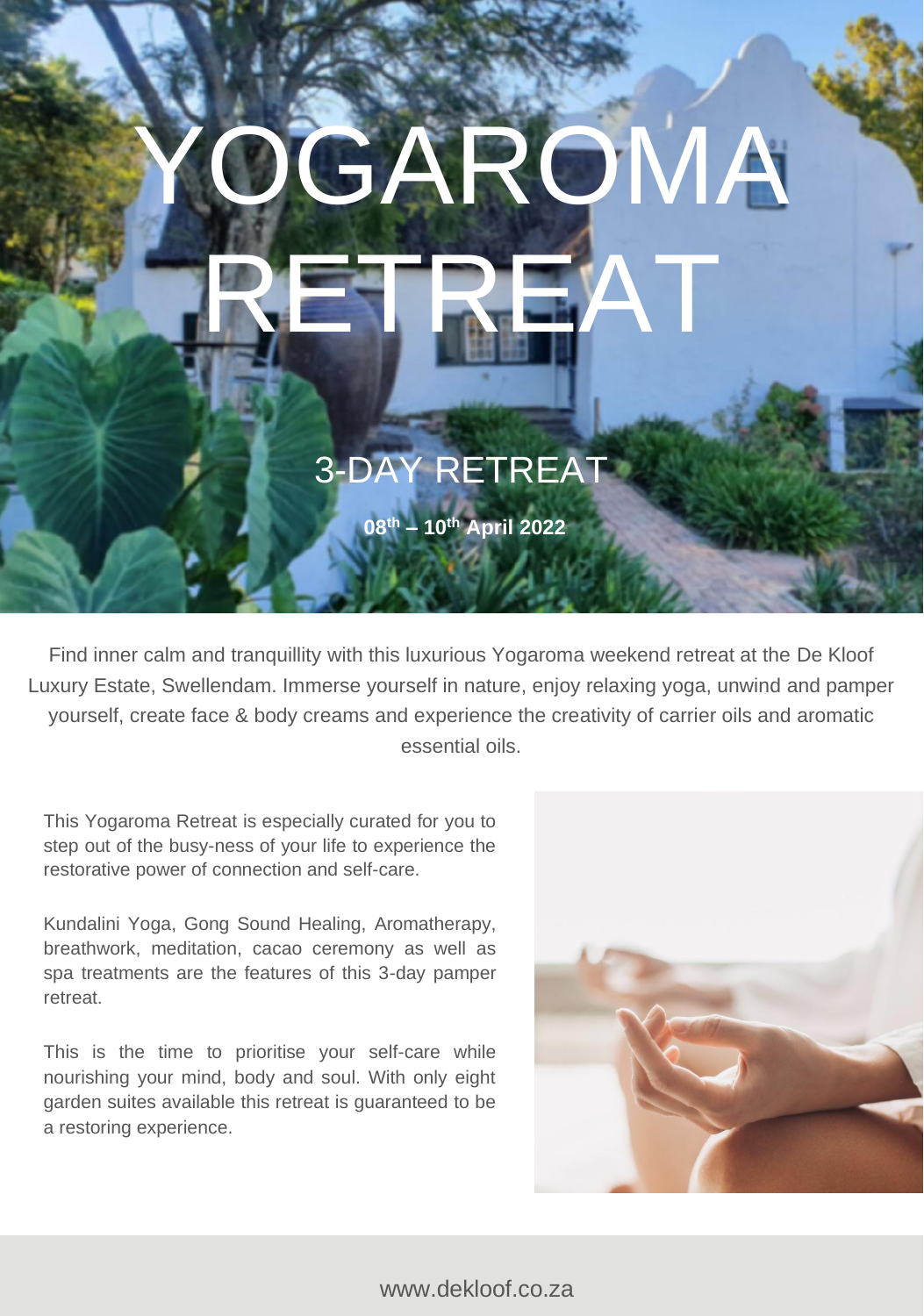# YOGAROMA RETREAT

## 3-DAY RETREAT

**08th – 10th April 2022**

Find inner calm and tranquillity with this luxurious Yogaroma weekend retreat at the De Kloof Luxury Estate, Swellendam. Immerse yourself in nature, enjoy relaxing yoga, unwind and pamper yourself, create face & body creams and experience the creativity of carrier oils and aromatic essential oils.

This Yogaroma Retreat is especially curated for you to step out of the busy-ness of your life to experience the restorative power of connection and self-care.

Kundalini Yoga, Gong Sound Healing, Aromatherapy, breathwork, meditation, cacao ceremony as well as spa treatments are the features of this 3-day pamper retreat.

This is the time to prioritise your self-care while nourishing your mind, body and soul. With only eight garden suites available this retreat is guaranteed to be a restoring experience.

www.dekloof.co.za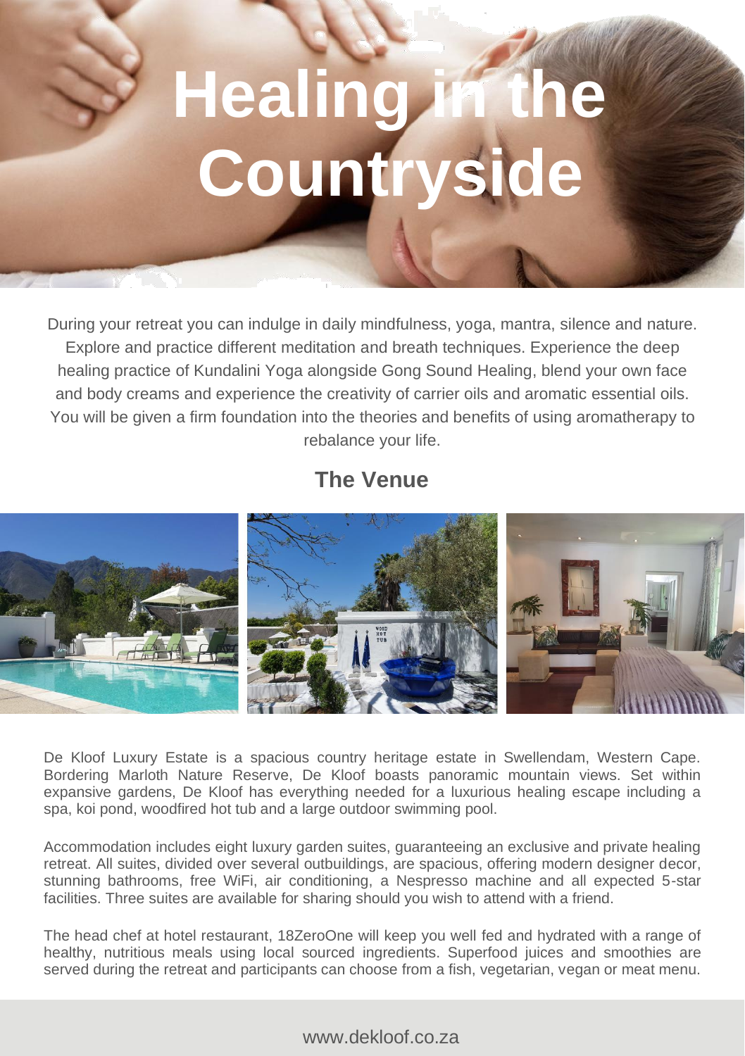# Healing in the Countryside

During your retreat you can indulge in daily mindfulness, yoga, mantra, silence and nature. Explore and practice different meditation and breath techniques. Experience the deep healing practice of Kundalini Yoga alongside Gong Sound Healing, blend your own face and body creams and experience the creativity of carrier oils and aromatic essential oils. You will be given a firm foundation into the theories and benefits of using aromatherapy to rebalance your life.

## The Venue

De Kloof Luxury Estate is a spacious country heritage estate in Swellendam, Western Cape. Bordering Marloth Nature Reserve, De Kloof boasts panoramic mountain views. Set within expansive gardens, De Kloof has everything needed for a luxurious healing escape including a spa, koi pond, woodfired hot tub and a large outdoor swimming pool.

Accommodation includes eight luxury garden suites, guaranteeing an exclusive and private healing retreat. All suites, divided over several outbuildings, are spacious, offering modern designer decor, stunning bathrooms, free WiFi, air conditioning, a Nespresso machine and all expected 5-star facilities. Three suites are available for sharing should you wish to attend with a friend.

The head chef at hotel restaurant, 18ZeroOne will keep you well fed and hydrated with a range of healthy, nutritious meals using local sourced ingredients. Superfood juices and smoothies are served during the retreat and participants can choose from a fish, vegetarian, vegan or meat menu.

www.dekloof.co.za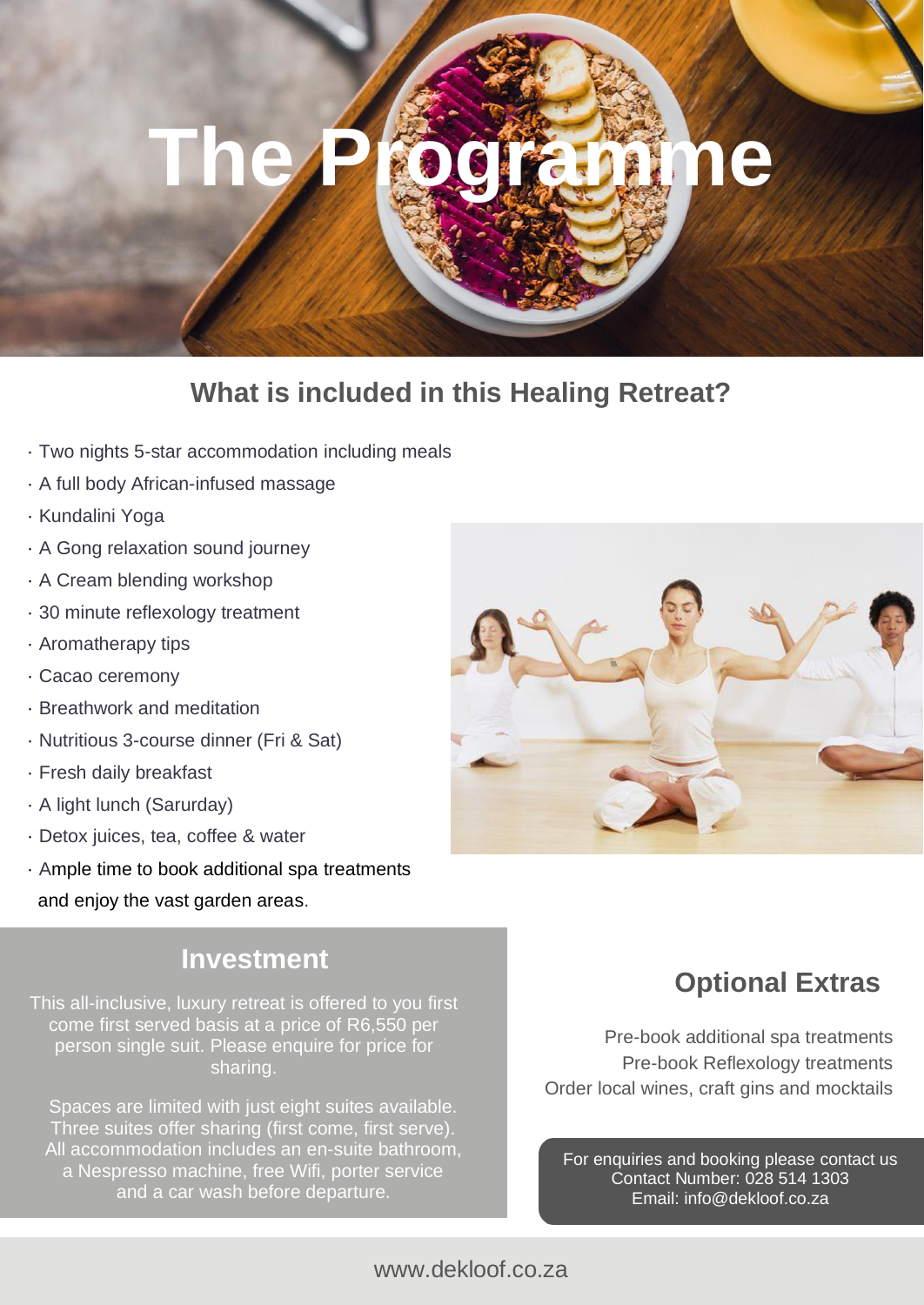# The Programme

## What is included in this Healing Retreat?

- Two nights 5-star accommodation including meals
- A full body African-infused massage
- Kundalini Yoga
- A Gong relaxation sound journey
- A Cream blending workshop
- 30 minute reflexology treatment
- Aromatherapy tips
- Cacao ceremony
- Breathwork and meditation
- Nutritious 3-course dinner (Fri & Sat)
- Fresh daily breakfast
- A light lunch (Sarurday)
- Detox juices, tea, coffee & water
- Ample time to book additional spa treatments and enjoy the vast garden areas.

## Investment

This all-inclusive, luxury retreat is offered to you first come first served basis at a price of R6,550 per person single suit. Please enquire for price for sharing.

Spaces are limited with just eight suites available. Three suites offer sharing (first come, first serve). All accommodation includes an en-suite bathroom, a Nespresso machine, free Wifi, porter service and a car wash before departure.

## Optional Extras

Pre-book additional spa treatments
Pre-book Reflexology treatments
Order local wines, craft gins and mocktails

For enquiries and booking please contact us
Contact Number: 028 514 1303
Email: info@dekloof.co.za

www.dekloof.co.za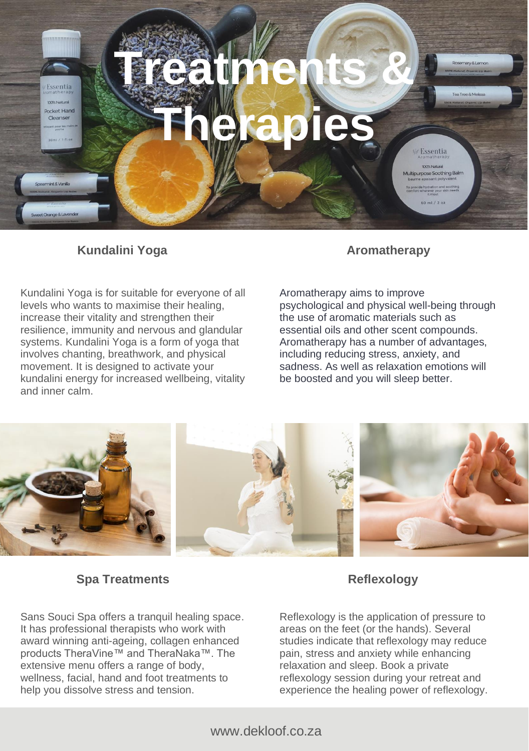# Treatments & Therapies

## Kundalini Yoga

Kundalini Yoga is for suitable for everyone of all levels who wants to maximise their healing, increase their vitality and strengthen their resilience, immunity and nervous and glandular systems. Kundalini Yoga is a form of yoga that involves chanting, breathwork, and physical movement. It is designed to activate your kundalini energy for increased wellbeing, vitality and inner calm.

## Aromatherapy

Aromatherapy aims to improve psychological and physical well-being through the use of aromatic materials such as essential oils and other scent compounds. Aromatherapy has a number of advantages, including reducing stress, anxiety, and sadness. As well as relaxation emotions will be boosted and you will sleep better.

## Spa Treatments

Sans Souci Spa offers a tranquil healing space. It has professional therapists who work with award winning anti-ageing, collagen enhanced products TheraVine™ and TheraNaka™. The extensive menu offers a range of body, wellness, facial, hand and foot treatments to help you dissolve stress and tension.

## Reflexology

Reflexology is the application of pressure to areas on the feet (or the hands). Several studies indicate that reflexology may reduce pain, stress and anxiety while enhancing relaxation and sleep. Book a private reflexology session during your retreat and experience the healing power of reflexology.

www.dekloof.co.za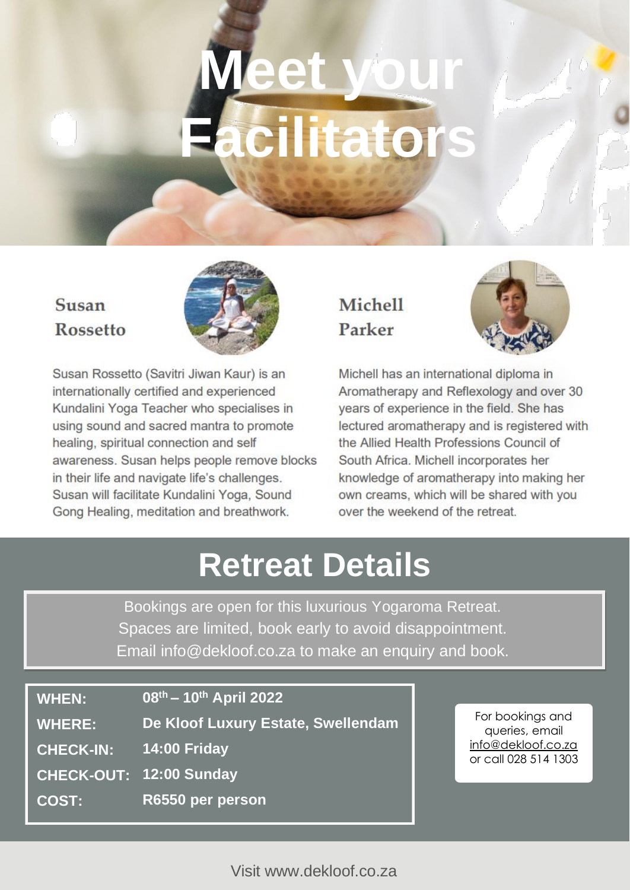# Meet your Facilitators

### Susan Rossetto

Susan Rossetto (Savitri Jiwan Kaur) is an internationally certified and experienced Kundalini Yoga Teacher who specialises in using sound and sacred mantra to promote healing, spiritual connection and self awareness. Susan helps people remove blocks in their life and navigate life's challenges. Susan will facilitate Kundalini Yoga, Sound Gong Healing, meditation and breathwork.

### Michell Parker

Michell has an international diploma in Aromatherapy and Reflexology and over 30 years of experience in the field. She has lectured aromatherapy and is registered with the Allied Health Professions Council of South Africa. Michell incorporates her knowledge of aromatherapy into making her own creams, which will be shared with you over the weekend of the retreat.

# Retreat Details

Bookings are open for this luxurious Yogaroma Retreat.
Spaces are limited, book early to avoid disappointment.
Email info@dekloof.co.za to make an enquiry and book.

| | |
|---|---|
| **WHEN:** | **08th – 10th April 2022** |
| **WHERE:** | **De Kloof Luxury Estate, Swellendam** |
| **CHECK-IN:** | **14:00 Friday** |
| **CHECK-OUT:** | **12:00 Sunday** |
| **COST:** | **R6550 per person** |

For bookings and queries, email info@dekloof.co.za or call 028 514 1303

Visit www.dekloof.co.za